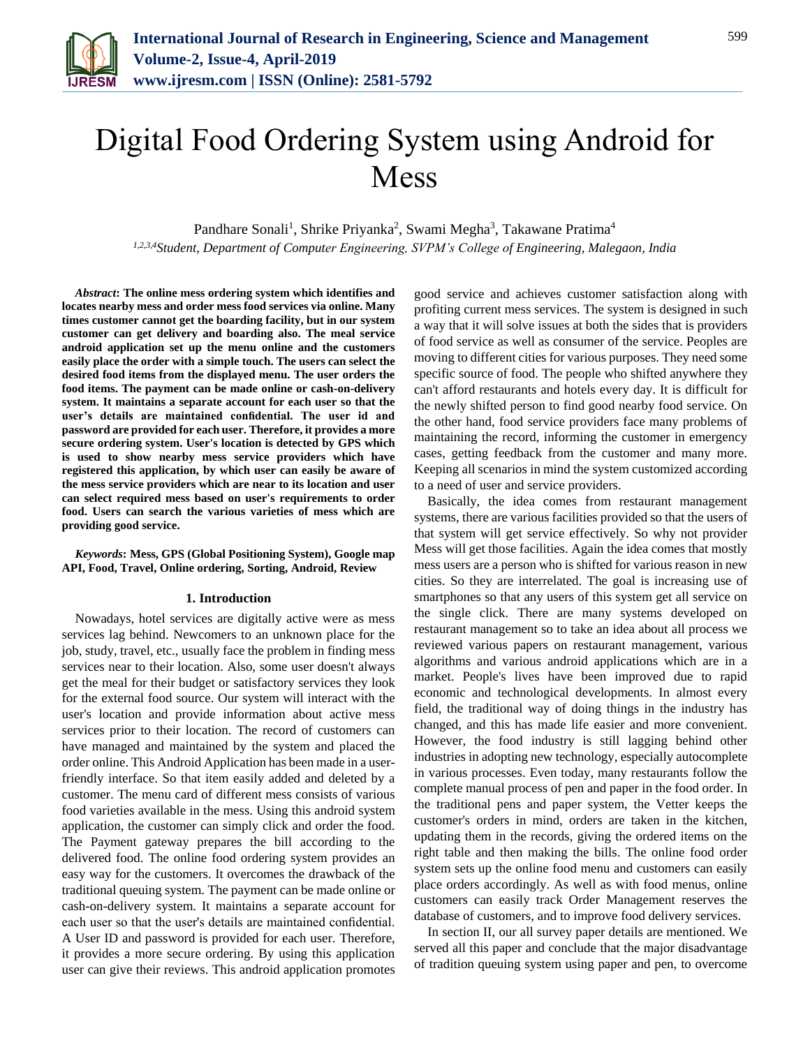# Digital Food Ordering System using Android for Mess

Pandhare Sonali[1], Shrike Priyanka[2], Swami Megha[3], Takawane Pratima[4]

*[1,2,3,4]Student, Department of Computer Engineering, SVPM's College of Engineering, Malegaon, India*

***Abstract*: The online mess ordering system which identifies and locates nearby mess and order mess food services via online. Many times customer cannot get the boarding facility, but in our system customer can get delivery and boarding also. The meal service android application set up the menu online and the customers easily place the order with a simple touch. The users can select the desired food items from the displayed menu. The user orders the food items. The payment can be made online or cash-on-delivery system. It maintains a separate account for each user so that the user's details are maintained confidential. The user id and password are provided for each user. Therefore, it provides a more secure ordering system. User's location is detected by GPS which is used to show nearby mess service providers which have registered this application, by which user can easily be aware of the mess service providers which are near to its location and user can select required mess based on user's requirements to order food. Users can search the various varieties of mess which are providing good service.**

***Keywords*: Mess, GPS (Global Positioning System), Google map API, Food, Travel, Online ordering, Sorting, Android, Review**

## 1. Introduction

Nowadays, hotel services are digitally active were as mess services lag behind. Newcomers to an unknown place for the job, study, travel, etc., usually face the problem in finding mess services near to their location. Also, some user doesn't always get the meal for their budget or satisfactory services they look for the external food source. Our system will interact with the user's location and provide information about active mess services prior to their location. The record of customers can have managed and maintained by the system and placed the order online. This Android Application has been made in a user-friendly interface. So that item easily added and deleted by a customer. The menu card of different mess consists of various food varieties available in the mess. Using this android system application, the customer can simply click and order the food. The Payment gateway prepares the bill according to the delivered food. The online food ordering system provides an easy way for the customers. It overcomes the drawback of the traditional queuing system. The payment can be made online or cash-on-delivery system. It maintains a separate account for each user so that the user's details are maintained confidential. A User ID and password is provided for each user. Therefore, it provides a more secure ordering. By using this application user can give their reviews. This android application promotes good service and achieves customer satisfaction along with profiting current mess services. The system is designed in such a way that it will solve issues at both the sides that is providers of food service as well as consumer of the service. Peoples are moving to different cities for various purposes. They need some specific source of food. The people who shifted anywhere they can't afford restaurants and hotels every day. It is difficult for the newly shifted person to find good nearby food service. On the other hand, food service providers face many problems of maintaining the record, informing the customer in emergency cases, getting feedback from the customer and many more. Keeping all scenarios in mind the system customized according to a need of user and service providers.

Basically, the idea comes from restaurant management systems, there are various facilities provided so that the users of that system will get service effectively. So why not provider Mess will get those facilities. Again the idea comes that mostly mess users are a person who is shifted for various reason in new cities. So they are interrelated. The goal is increasing use of smartphones so that any users of this system get all service on the single click. There are many systems developed on restaurant management so to take an idea about all process we reviewed various papers on restaurant management, various algorithms and various android applications which are in a market. People's lives have been improved due to rapid economic and technological developments. In almost every field, the traditional way of doing things in the industry has changed, and this has made life easier and more convenient. However, the food industry is still lagging behind other industries in adopting new technology, especially autocomplete in various processes. Even today, many restaurants follow the complete manual process of pen and paper in the food order. In the traditional pens and paper system, the Vetter keeps the customer's orders in mind, orders are taken in the kitchen, updating them in the records, giving the ordered items on the right table and then making the bills. The online food order system sets up the online food menu and customers can easily place orders accordingly. As well as with food menus, online customers can easily track Order Management reserves the database of customers, and to improve food delivery services.

In section II, our all survey paper details are mentioned. We served all this paper and conclude that the major disadvantage of tradition queuing system using paper and pen, to overcome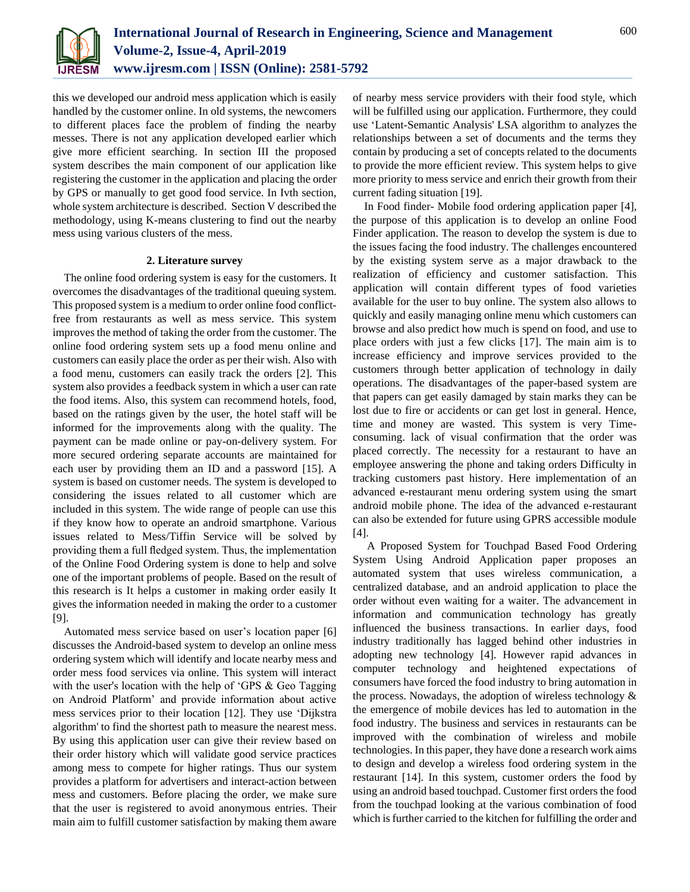this we developed our android mess application which is easily handled by the customer online. In old systems, the newcomers to different places face the problem of finding the nearby messes. There is not any application developed earlier which give more efficient searching. In section III the proposed system describes the main component of our application like registering the customer in the application and placing the order by GPS or manually to get good food service. In Ivth section, whole system architecture is described. Section V described the methodology, using K-means clustering to find out the nearby mess using various clusters of the mess.

## 2. Literature survey

The online food ordering system is easy for the customers. It overcomes the disadvantages of the traditional queuing system. This proposed system is a medium to order online food conflict-free from restaurants as well as mess service. This system improves the method of taking the order from the customer. The online food ordering system sets up a food menu online and customers can easily place the order as per their wish. Also with a food menu, customers can easily track the orders [2]. This system also provides a feedback system in which a user can rate the food items. Also, this system can recommend hotels, food, based on the ratings given by the user, the hotel staff will be informed for the improvements along with the quality. The payment can be made online or pay-on-delivery system. For more secured ordering separate accounts are maintained for each user by providing them an ID and a password [15]. A system is based on customer needs. The system is developed to considering the issues related to all customer which are included in this system. The wide range of people can use this if they know how to operate an android smartphone. Various issues related to Mess/Tiffin Service will be solved by providing them a full fledged system. Thus, the implementation of the Online Food Ordering system is done to help and solve one of the important problems of people. Based on the result of this research is It helps a customer in making order easily It gives the information needed in making the order to a customer [9].

Automated mess service based on user's location paper [6] discusses the Android-based system to develop an online mess ordering system which will identify and locate nearby mess and order mess food services via online. This system will interact with the user's location with the help of 'GPS & Geo Tagging on Android Platform' and provide information about active mess services prior to their location [12]. They use 'Dijkstra algorithm' to find the shortest path to measure the nearest mess. By using this application user can give their review based on their order history which will validate good service practices among mess to compete for higher ratings. Thus our system provides a platform for advertisers and interact-action between mess and customers. Before placing the order, we make sure that the user is registered to avoid anonymous entries. Their main aim to fulfill customer satisfaction by making them aware of nearby mess service providers with their food style, which will be fulfilled using our application. Furthermore, they could use 'Latent-Semantic Analysis' LSA algorithm to analyzes the relationships between a set of documents and the terms they contain by producing a set of concepts related to the documents to provide the more efficient review. This system helps to give more priority to mess service and enrich their growth from their current fading situation [19].

In Food finder- Mobile food ordering application paper [4], the purpose of this application is to develop an online Food Finder application. The reason to develop the system is due to the issues facing the food industry. The challenges encountered by the existing system serve as a major drawback to the realization of efficiency and customer satisfaction. This application will contain different types of food varieties available for the user to buy online. The system also allows to quickly and easily managing online menu which customers can browse and also predict how much is spend on food, and use to place orders with just a few clicks [17]. The main aim is to increase efficiency and improve services provided to the customers through better application of technology in daily operations. The disadvantages of the paper-based system are that papers can get easily damaged by stain marks they can be lost due to fire or accidents or can get lost in general. Hence, time and money are wasted. This system is very Time-consuming. lack of visual confirmation that the order was placed correctly. The necessity for a restaurant to have an employee answering the phone and taking orders Difficulty in tracking customers past history. Here implementation of an advanced e-restaurant menu ordering system using the smart android mobile phone. The idea of the advanced e-restaurant can also be extended for future using GPRS accessible module [4].

A Proposed System for Touchpad Based Food Ordering System Using Android Application paper proposes an automated system that uses wireless communication, a centralized database, and an android application to place the order without even waiting for a waiter. The advancement in information and communication technology has greatly influenced the business transactions. In earlier days, food industry traditionally has lagged behind other industries in adopting new technology [4]. However rapid advances in computer technology and heightened expectations of consumers have forced the food industry to bring automation in the process. Nowadays, the adoption of wireless technology & the emergence of mobile devices has led to automation in the food industry. The business and services in restaurants can be improved with the combination of wireless and mobile technologies. In this paper, they have done a research work aims to design and develop a wireless food ordering system in the restaurant [14]. In this system, customer orders the food by using an android based touchpad. Customer first orders the food from the touchpad looking at the various combination of food which is further carried to the kitchen for fulfilling the order and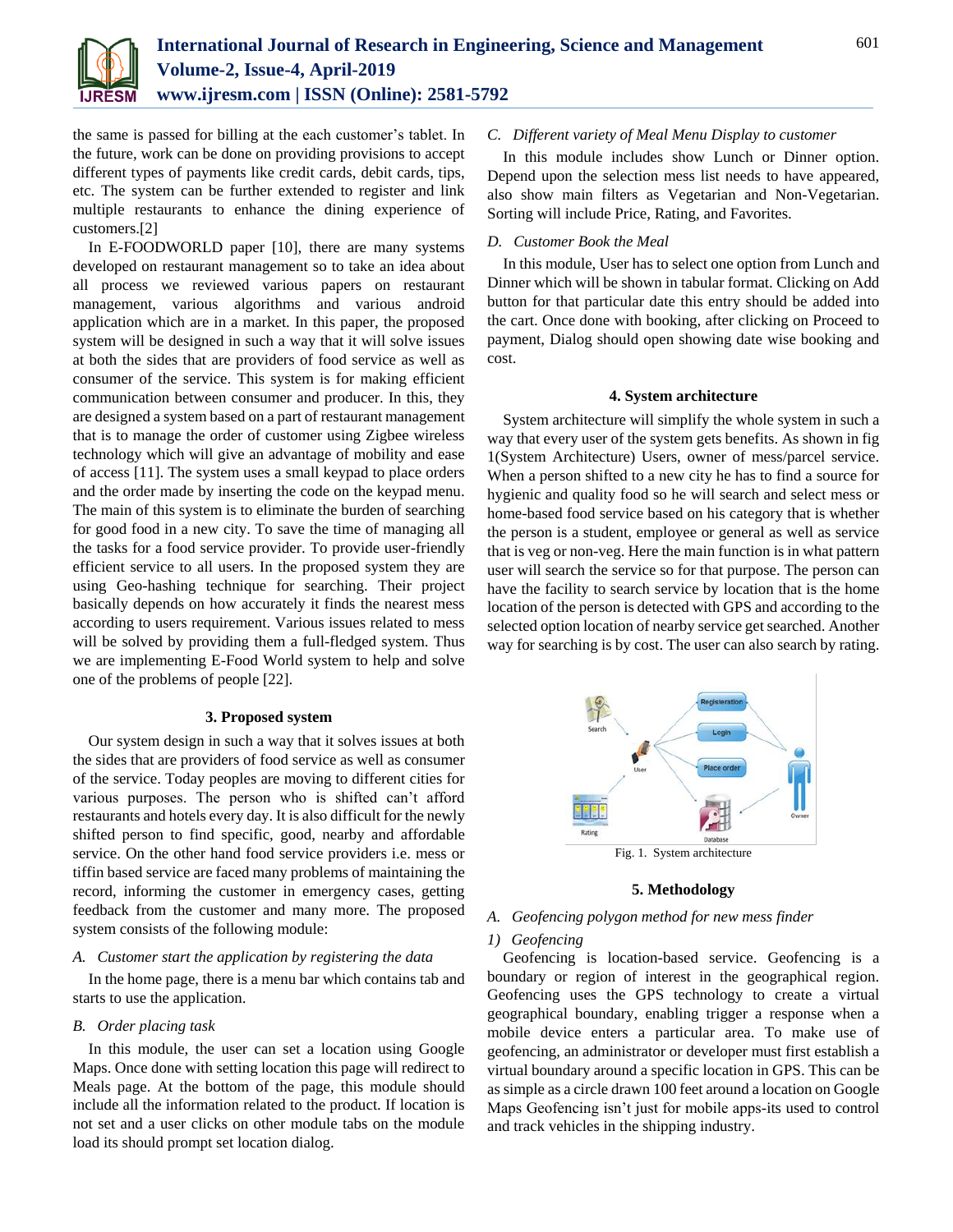the same is passed for billing at the each customer's tablet. In the future, work can be done on providing provisions to accept different types of payments like credit cards, debit cards, tips, etc. The system can be further extended to register and link multiple restaurants to enhance the dining experience of customers.[2]

In E-FOODWORLD paper [10], there are many systems developed on restaurant management so to take an idea about all process we reviewed various papers on restaurant management, various algorithms and various android application which are in a market. In this paper, the proposed system will be designed in such a way that it will solve issues at both the sides that are providers of food service as well as consumer of the service. This system is for making efficient communication between consumer and producer. In this, they are designed a system based on a part of restaurant management that is to manage the order of customer using Zigbee wireless technology which will give an advantage of mobility and ease of access [11]. The system uses a small keypad to place orders and the order made by inserting the code on the keypad menu. The main of this system is to eliminate the burden of searching for good food in a new city. To save the time of managing all the tasks for a food service provider. To provide user-friendly efficient service to all users. In the proposed system they are using Geo-hashing technique for searching. Their project basically depends on how accurately it finds the nearest mess according to users requirement. Various issues related to mess will be solved by providing them a full-fledged system. Thus we are implementing E-Food World system to help and solve one of the problems of people [22].

## 3. Proposed system

Our system design in such a way that it solves issues at both the sides that are providers of food service as well as consumer of the service. Today peoples are moving to different cities for various purposes. The person who is shifted can't afford restaurants and hotels every day. It is also difficult for the newly shifted person to find specific, good, nearby and affordable service. On the other hand food service providers i.e. mess or tiffin based service are faced many problems of maintaining the record, informing the customer in emergency cases, getting feedback from the customer and many more. The proposed system consists of the following module:

### *A. Customer start the application by registering the data*

In the home page, there is a menu bar which contains tab and starts to use the application.

### *B. Order placing task*

In this module, the user can set a location using Google Maps. Once done with setting location this page will redirect to Meals page. At the bottom of the page, this module should include all the information related to the product. If location is not set and a user clicks on other module tabs on the module load its should prompt set location dialog.

### *C. Different variety of Meal Menu Display to customer*

In this module includes show Lunch or Dinner option. Depend upon the selection mess list needs to have appeared, also show main filters as Vegetarian and Non-Vegetarian. Sorting will include Price, Rating, and Favorites.

### *D. Customer Book the Meal*

In this module, User has to select one option from Lunch and Dinner which will be shown in tabular format. Clicking on Add button for that particular date this entry should be added into the cart. Once done with booking, after clicking on Proceed to payment, Dialog should open showing date wise booking and cost.

## 4. System architecture

System architecture will simplify the whole system in such a way that every user of the system gets benefits. As shown in fig 1(System Architecture) Users, owner of mess/parcel service. When a person shifted to a new city he has to find a source for hygienic and quality food so he will search and select mess or home-based food service based on his category that is whether the person is a student, employee or general as well as service that is veg or non-veg. Here the main function is in what pattern user will search the service so for that purpose. The person can have the facility to search service by location that is the home location of the person is detected with GPS and according to the selected option location of nearby service get searched. Another way for searching is by cost. The user can also search by rating.

Fig. 1. System architecture

## 5. Methodology

### *A. Geofencing polygon method for new mess finder*

#### *1) Geofencing*

Geofencing is location-based service. Geofencing is a boundary or region of interest in the geographical region. Geofencing uses the GPS technology to create a virtual geographical boundary, enabling trigger a response when a mobile device enters a particular area. To make use of geofencing, an administrator or developer must first establish a virtual boundary around a specific location in GPS. This can be as simple as a circle drawn 100 feet around a location on Google Maps Geofencing isn't just for mobile apps-its used to control and track vehicles in the shipping industry.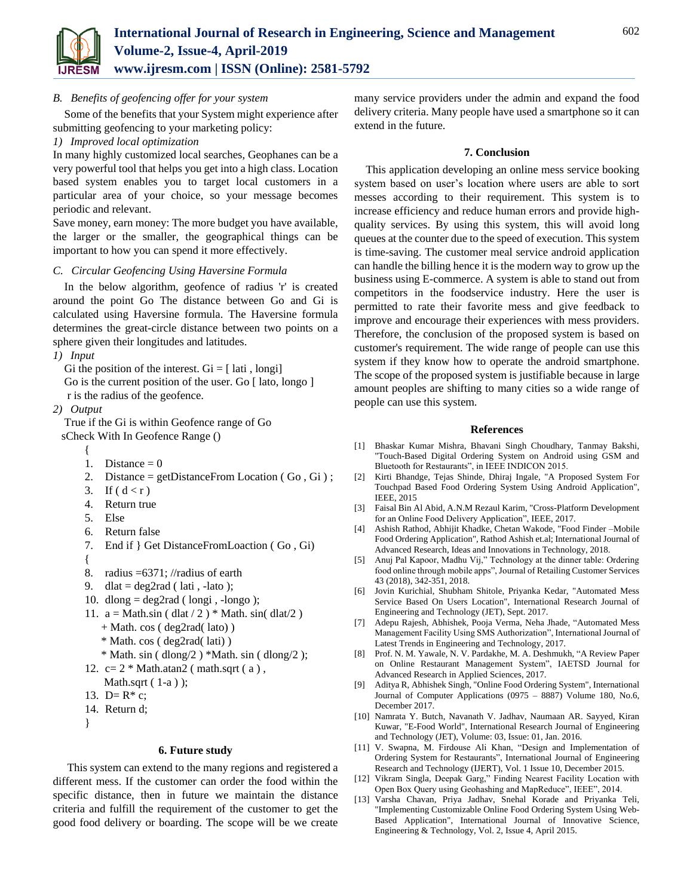### B. Benefits of geofencing offer for your system

Some of the benefits that your System might experience after submitting geofencing to your marketing policy:

*1) Improved local optimization*

In many highly customized local searches, Geophanes can be a very powerful tool that helps you get into a high class. Location based system enables you to target local customers in a particular area of your choice, so your message becomes periodic and relevant.

Save money, earn money: The more budget you have available, the larger or the smaller, the geographical things can be important to how you can spend it more effectively.

### C. Circular Geofencing Using Haversine Formula

In the below algorithm, geofence of radius 'r' is created around the point Go The distance between Go and Gi is calculated using Haversine formula. The Haversine formula determines the great-circle distance between two points on a sphere given their longitudes and latitudes.

*1) Input*

Gi the position of the interest. Gi = [ lati , longi]
Go is the current position of the user. Go [ lato, longo ]
r is the radius of the geofence.

*2) Output*

True if the Gi is within Geofence range of Go

```
sCheck With In Geofence Range ()
{
1.  Distance = 0
2.  Distance = getDistanceFrom Location ( Go , Gi ) ;
3.  If ( d < r )
4.  Return true
5.  Else
6.  Return false
7.  End if } Get DistanceFromLoaction ( Go , Gi)
{
8.  radius =6371; //radius of earth
9.  dlat = deg2rad ( lati , -lato );
10. dlong = deg2rad ( longi , -longo );
11. a = Math.sin ( dlat / 2 ) * Math. sin( dlat/2 )
    + Math. cos ( deg2rad( lato) )
    * Math. cos ( deg2rad( lati) )
    * Math. sin ( dlong/2 ) *Math. sin ( dlong/2 );
12. c= 2 * Math.atan2 ( math.sqrt ( a ) ,
    Math.sqrt ( 1-a ) );
13. D= R* c;
14. Return d;
}
```

## 6. Future study

This system can extend to the many regions and registered a different mess. If the customer can order the food within the specific distance, then in future we maintain the distance criteria and fulfill the requirement of the customer to get the good food delivery or boarding. The scope will be we create many service providers under the admin and expand the food delivery criteria. Many people have used a smartphone so it can extend in the future.

## 7. Conclusion

This application developing an online mess service booking system based on user's location where users are able to sort messes according to their requirement. This system is to increase efficiency and reduce human errors and provide high-quality services. By using this system, this will avoid long queues at the counter due to the speed of execution. This system is time-saving. The customer meal service android application can handle the billing hence it is the modern way to grow up the business using E-commerce. A system is able to stand out from competitors in the foodservice industry. Here the user is permitted to rate their favorite mess and give feedback to improve and encourage their experiences with mess providers. Therefore, the conclusion of the proposed system is based on customer's requirement. The wide range of people can use this system if they know how to operate the android smartphone. The scope of the proposed system is justifiable because in large amount peoples are shifting to many cities so a wide range of people can use this system.

## References

[1] Bhaskar Kumar Mishra, Bhavani Singh Choudhary, Tanmay Bakshi, "Touch-Based Digital Ordering System on Android using GSM and Bluetooth for Restaurants", in IEEE INDICON 2015.

[2] Kirti Bhandge, Tejas Shinde, Dhiraj Ingale, "A Proposed System For Touchpad Based Food Ordering System Using Android Application", IEEE, 2015

[3] Faisal Bin Al Abid, A.N.M Rezaul Karim, "Cross-Platform Development for an Online Food Delivery Application", IEEE, 2017.

[4] Ashish Rathod, Abhijit Khadke, Chetan Wakode, "Food Finder –Mobile Food Ordering Application", Rathod Ashish et.al; International Journal of Advanced Research, Ideas and Innovations in Technology, 2018.

[5] Anuj Pal Kapoor, Madhu Vij," Technology at the dinner table: Ordering food online through mobile apps", Journal of Retailing Customer Services 43 (2018), 342-351, 2018.

[6] Jovin Kurichial, Shubham Shitole, Priyanka Kedar, "Automated Mess Service Based On Users Location", International Research Journal of Engineering and Technology (JET), Sept. 2017.

[7] Adepu Rajesh, Abhishek, Pooja Verma, Neha Jhade, "Automated Mess Management Facility Using SMS Authorization", International Journal of Latest Trends in Engineering and Technology, 2017.

[8] Prof. N. M. Yawale, N. V. Pardakhe, M. A. Deshmukh, "A Review Paper on Online Restaurant Management System", IAETSD Journal for Advanced Research in Applied Sciences, 2017.

[9] Aditya R, Abhishek Singh, "Online Food Ordering System", International Journal of Computer Applications (0975 – 8887) Volume 180, No.6, December 2017.

[10] Namrata Y. Butch, Navanath V. Jadhav, Naumaan AR. Sayyed, Kiran Kuwar, "E-Food World", International Research Journal of Engineering and Technology (JET), Volume: 03, Issue: 01, Jan. 2016.

[11] V. Swapna, M. Firdouse Ali Khan, "Design and Implementation of Ordering System for Restaurants", International Journal of Engineering Research and Technology (IJERT), Vol. 1 Issue 10, December 2015.

[12] Vikram Singla, Deepak Garg," Finding Nearest Facility Location with Open Box Query using Geohashing and MapReduce", IEEE", 2014.

[13] Varsha Chavan, Priya Jadhav, Snehal Korade and Priyanka Teli, "Implementing Customizable Online Food Ordering System Using Web-Based Application", International Journal of Innovative Science, Engineering & Technology, Vol. 2, Issue 4, April 2015.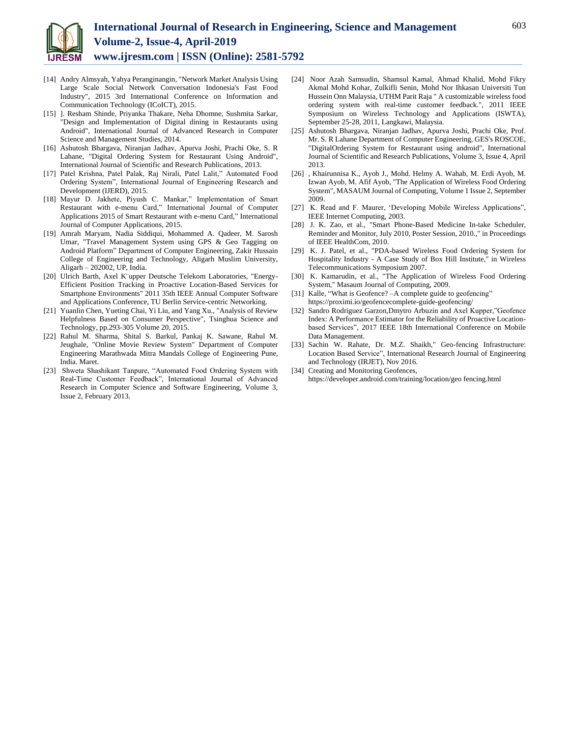[14] Andry Almsyah, Yahya Peranginangin, "Network Market Analysis Using Large Scale Social Network Conversation Indonesia's Fast Food Industry", 2015 3rd International Conference on Information and Communication Technology (ICoICT), 2015.

[15] ]. Resham Shinde, Priyanka Thakare, Neha Dhomne, Sushmita Sarkar, "Design and Implementation of Digital dining in Restaurants using Android", International Journal of Advanced Research in Computer Science and Management Studies, 2014.

[16] Ashutosh Bhargava, Niranjan Jadhav, Apurva Joshi, Prachi Oke, S. R Lahane, "Digital Ordering System for Restaurant Using Android", International Journal of Scientific and Research Publications, 2013.

[17] Patel Krishna, Patel Palak, Raj Nirali, Patel Lalit," Automated Food Ordering System", International Journal of Engineering Research and Development (IJERD), 2015.

[18] Mayur D. Jakhete, Piyush C. Mankar," Implementation of Smart Restaurant with e-menu Card," International Journal of Computer Applications 2015 of Smart Restaurant with e-menu Card," International Journal of Computer Applications, 2015.

[19] Amrah Maryam, Nadia Siddiqui, Mohammed A. Qadeer, M. Sarosh Umar, "Travel Management System using GPS & Geo Tagging on Android Platform" Department of Computer Engineering, Zakir Hussain College of Engineering and Technology, Aligarh Muslim University, Aligarh – 202002, UP, India.

[20] Ulrich Barth, Axel K¨upper Deutsche Telekom Laboratories, "Energy-Efficient Position Tracking in Proactive Location-Based Services for Smartphone Environments" 2011 35th IEEE Annual Computer Software and Applications Conference, TU Berlin Service-centric Networking.

[21] Yuanlin Chen, Yueting Chai, Yi Liu, and Yang Xu., "Analysis of Review Helpfulness Based on Consumer Perspective", Tsinghua Science and Technology, pp.293-305 Volume 20, 2015.

[22] Rahul M. Sharma, Shital S. Barkul, Pankaj K. Sawane, Rahul M. Jeughale, "Online Movie Review System" Department of Computer Engineering Marathwada Mitra Mandals College of Engineering Pune, India. Maret.

[23] Shweta Shashikant Tanpure, "Automated Food Ordering System with Real-Time Customer Feedback", International Journal of Advanced Research in Computer Science and Software Engineering, Volume 3, Issue 2, February 2013.

[24] Noor Azah Samsudin, Shamsul Kamal, Ahmad Khalid, Mohd Fikry Akmal Mohd Kohar, Zulkifli Senin, Mohd Nor Ihkasan Universiti Tun Hussein Onn Malaysia, UTHM Parit Raja " A customizable wireless food ordering system with real-time customer feedback.", 2011 IEEE Symposium on Wireless Technology and Applications (ISWTA), September 25-28, 2011, Langkawi, Malaysia.

[25] Ashutosh Bhargava, Niranjan Jadhav, Apurva Joshi, Prachi Oke, Prof. Mr. S. R Lahane Department of Computer Engineering, GES's ROSCOE, "DigitalOrdering System for Restaurant using android", International Journal of Scientific and Research Publications, Volume 3, Issue 4, April 2013.

[26] , Khairunnisa K., Ayob J., Mohd. Helmy A. Wahab, M. Erdi Ayob, M. Izwan Ayob, M. Afif Ayob, "The Application of Wireless Food Ordering System", MASAUM Journal of Computing, Volume 1 Issue 2, September 2009.

[27] K. Read and F. Maurer, 'Developing Mobile Wireless Applications", IEEE Internet Computing, 2003.

[28] J. K. Zao, et al., "Smart Phone-Based Medicine In-take Scheduler, Reminder and Monitor, July 2010, Poster Session, 2010.," in Proceedings of IEEE HealthCom, 2010.

[29] K. J. Patel, et al., "PDA-based Wireless Food Ordering System for Hospitality Industry - A Case Study of Box Hill Institute," in Wireless Telecommunications Symposium 2007.

[30] K. Kamarudin, et al., "The Application of Wireless Food Ordering System," Masaum Journal of Computing, 2009.

[31] Kalle, "What is Geofence? –A complete guide to geofencing" https://proximi.io/geofencecomplete-guide-geofencing/

[32] Sandro Rodriguez Garzon,Dmytro Arbuzin and Axel Kupper,"Geofence Index: A Performance Estimator for the Reliability of Proactive Location-based Services", 2017 IEEE 18th International Conference on Mobile Data Management.

[33] Sachin W. Rahate, Dr. M.Z. Shaikh," Geo-fencing Infrastructure: Location Based Service", International Research Journal of Engineering and Technology (IRJET), Nov 2016.

[34] Creating and Monitoring Geofences, https://developer.android.com/training/location/geo fencing.html